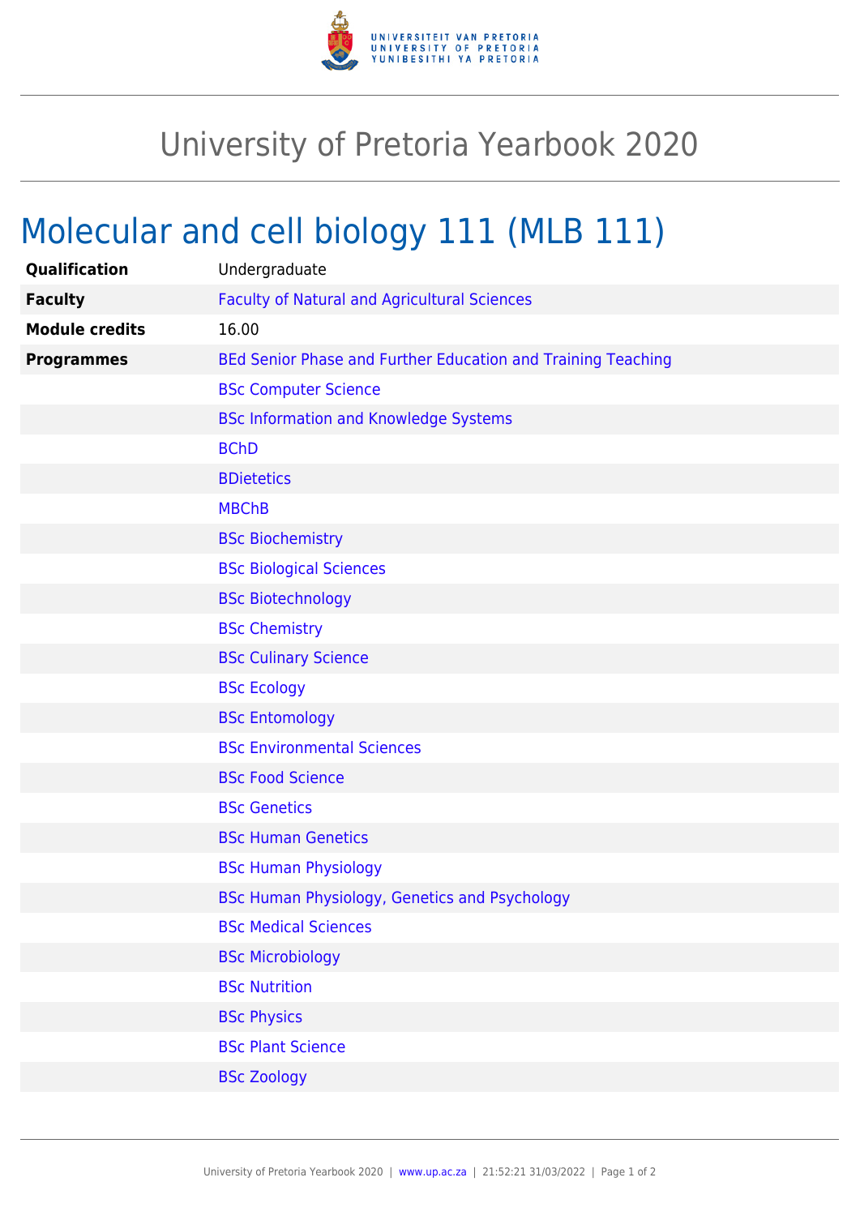# University of Pretoria Yearbook 2020

## Molecular and cell biology 111 (MLB 111)

| | |
|---|---|
| **Qualification** | Undergraduate |
| **Faculty** | Faculty of Natural and Agricultural Sciences |
| **Module credits** | 16.00 |
| **Programmes** | BEd Senior Phase and Further Education and Training Teaching |
| | BSc Computer Science |
| | BSc Information and Knowledge Systems |
| | BChD |
| | BDietetics |
| | MBChB |
| | BSc Biochemistry |
| | BSc Biological Sciences |
| | BSc Biotechnology |
| | BSc Chemistry |
| | BSc Culinary Science |
| | BSc Ecology |
| | BSc Entomology |
| | BSc Environmental Sciences |
| | BSc Food Science |
| | BSc Genetics |
| | BSc Human Genetics |
| | BSc Human Physiology |
| | BSc Human Physiology, Genetics and Psychology |
| | BSc Medical Sciences |
| | BSc Microbiology |
| | BSc Nutrition |
| | BSc Physics |
| | BSc Plant Science |
| | BSc Zoology |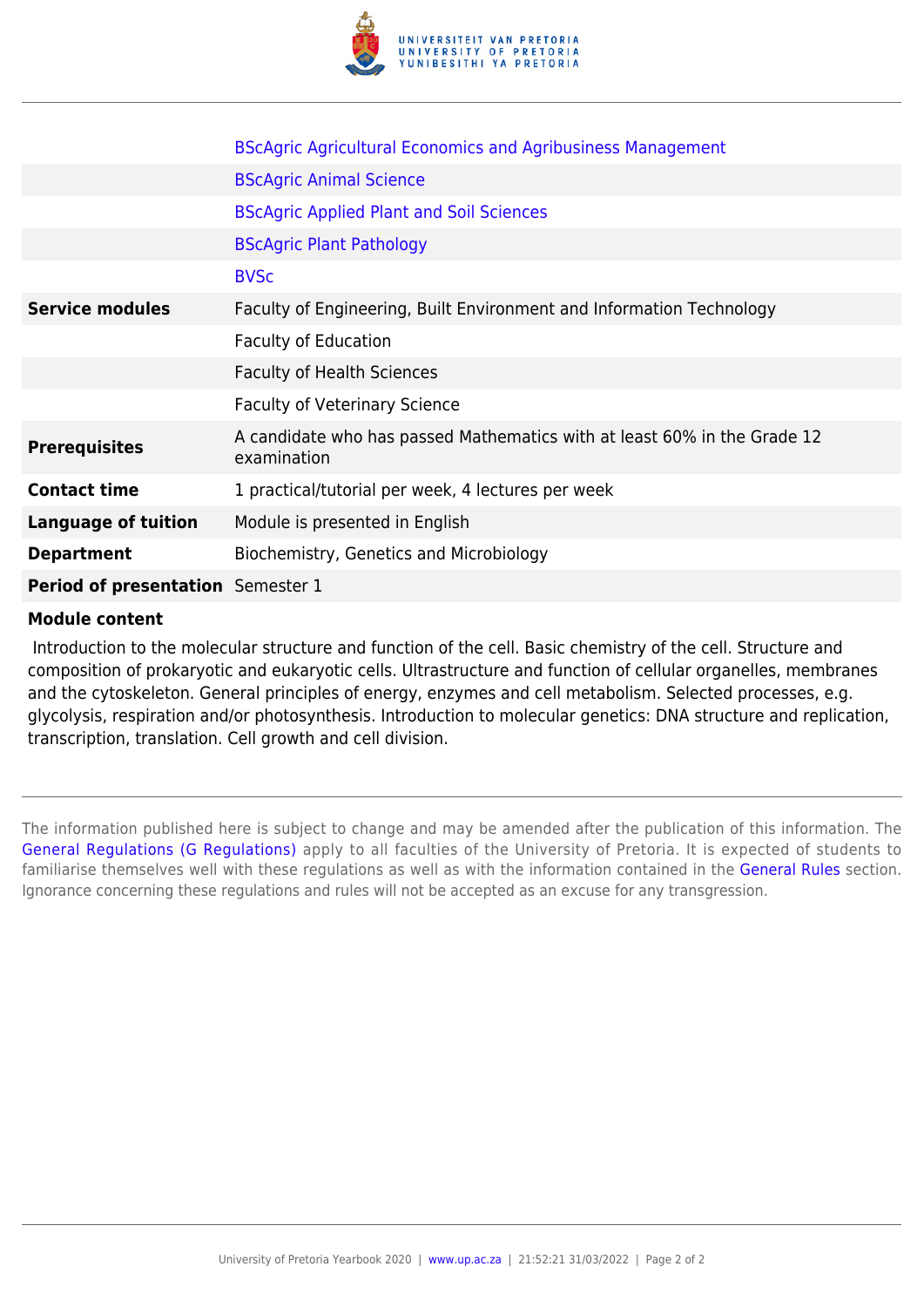| | |
|---|---|
| | BScAgric Agricultural Economics and Agribusiness Management |
| | BScAgric Animal Science |
| | BScAgric Applied Plant and Soil Sciences |
| | BScAgric Plant Pathology |
| | BVSc |
| **Service modules** | Faculty of Engineering, Built Environment and Information Technology |
| | Faculty of Education |
| | Faculty of Health Sciences |
| | Faculty of Veterinary Science |
| **Prerequisites** | A candidate who has passed Mathematics with at least 60% in the Grade 12 examination |
| **Contact time** | 1 practical/tutorial per week, 4 lectures per week |
| **Language of tuition** | Module is presented in English |
| **Department** | Biochemistry, Genetics and Microbiology |
| **Period of presentation** | Semester 1 |

**Module content**

Introduction to the molecular structure and function of the cell. Basic chemistry of the cell. Structure and composition of prokaryotic and eukaryotic cells. Ultrastructure and function of cellular organelles, membranes and the cytoskeleton. General principles of energy, enzymes and cell metabolism. Selected processes, e.g. glycolysis, respiration and/or photosynthesis. Introduction to molecular genetics: DNA structure and replication, transcription, translation. Cell growth and cell division.

The information published here is subject to change and may be amended after the publication of this information. The General Regulations (G Regulations) apply to all faculties of the University of Pretoria. It is expected of students to familiarise themselves well with these regulations as well as with the information contained in the General Rules section. Ignorance concerning these regulations and rules will not be accepted as an excuse for any transgression.